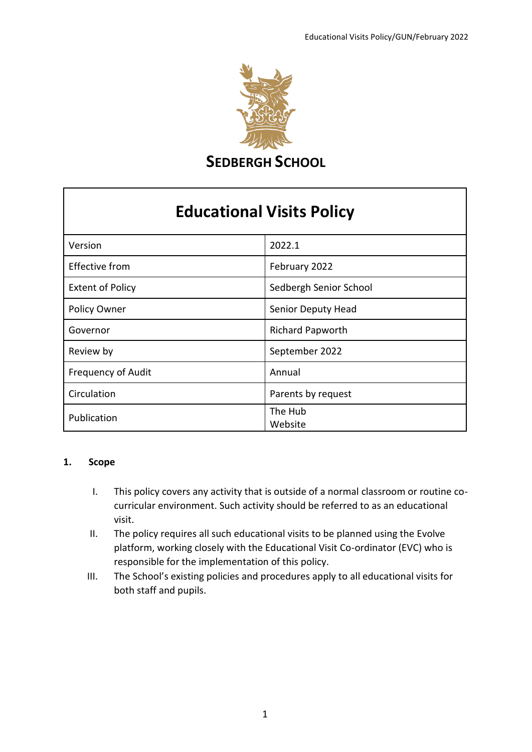# SEDBERGH SCHOOL

| Educational Visits Policy | |
|---|---|
| Version | 2022.1 |
| Effective from | February 2022 |
| Extent of Policy | Sedbergh Senior School |
| Policy Owner | Senior Deputy Head |
| Governor | Richard Papworth |
| Review by | September 2022 |
| Frequency of Audit | Annual |
| Circulation | Parents by request |
| Publication | The Hub<br>Website |

## 1. Scope

I. This policy covers any activity that is outside of a normal classroom or routine co-curricular environment. Such activity should be referred to as an educational visit.

II. The policy requires all such educational visits to be planned using the Evolve platform, working closely with the Educational Visit Co-ordinator (EVC) who is responsible for the implementation of this policy.

III. The School's existing policies and procedures apply to all educational visits for both staff and pupils.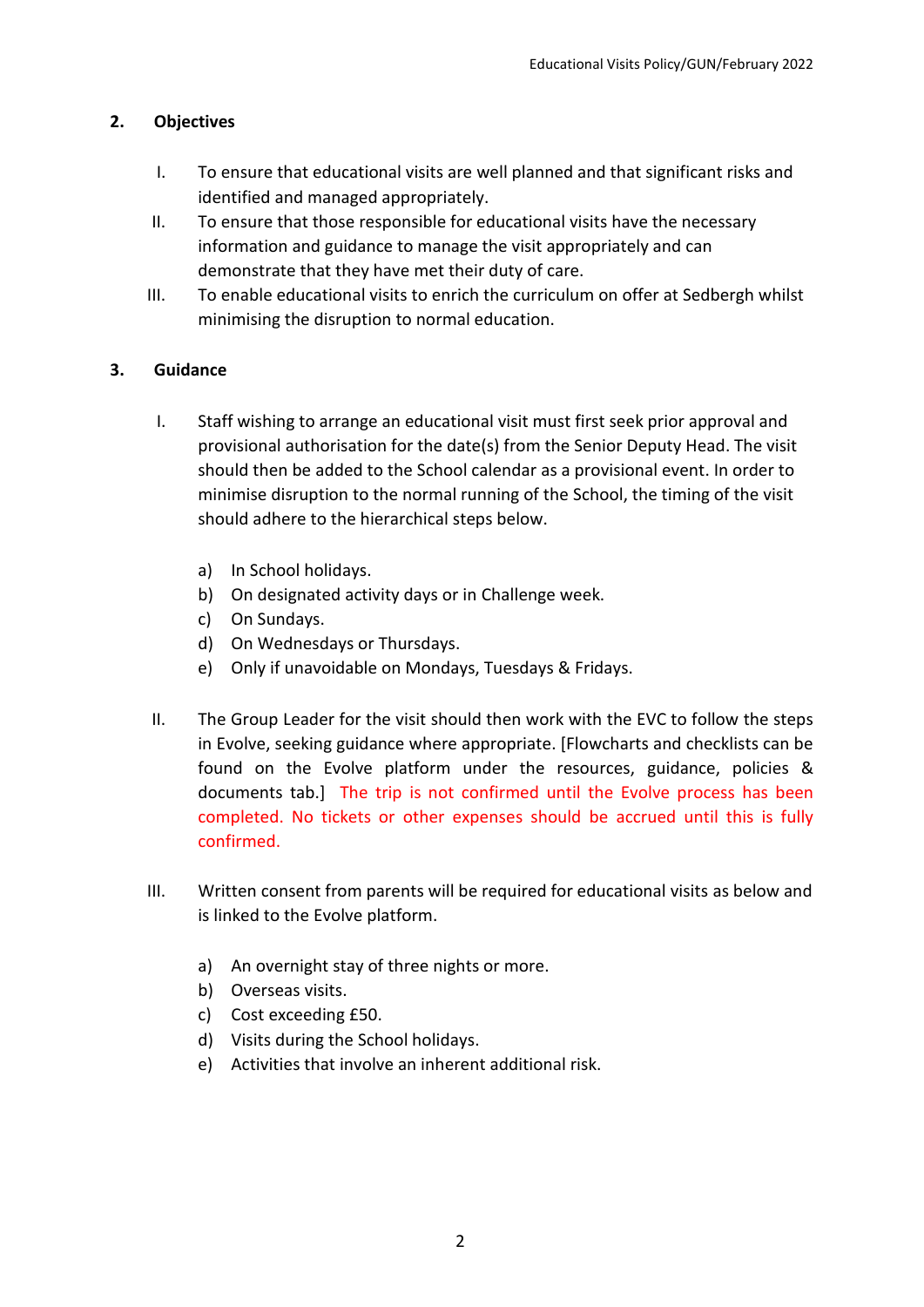## 2. Objectives

I. To ensure that educational visits are well planned and that significant risks and identified and managed appropriately.

II. To ensure that those responsible for educational visits have the necessary information and guidance to manage the visit appropriately and can demonstrate that they have met their duty of care.

III. To enable educational visits to enrich the curriculum on offer at Sedbergh whilst minimising the disruption to normal education.

## 3. Guidance

I. Staff wishing to arrange an educational visit must first seek prior approval and provisional authorisation for the date(s) from the Senior Deputy Head. The visit should then be added to the School calendar as a provisional event. In order to minimise disruption to the normal running of the School, the timing of the visit should adhere to the hierarchical steps below.

   a) In School holidays.
   b) On designated activity days or in Challenge week.
   c) On Sundays.
   d) On Wednesdays or Thursdays.
   e) Only if unavoidable on Mondays, Tuesdays & Fridays.

II. The Group Leader for the visit should then work with the EVC to follow the steps in Evolve, seeking guidance where appropriate. [Flowcharts and checklists can be found on the Evolve platform under the resources, guidance, policies & documents tab.] The trip is not confirmed until the Evolve process has been completed. No tickets or other expenses should be accrued until this is fully confirmed.

III. Written consent from parents will be required for educational visits as below and is linked to the Evolve platform.

   a) An overnight stay of three nights or more.
   b) Overseas visits.
   c) Cost exceeding £50.
   d) Visits during the School holidays.
   e) Activities that involve an inherent additional risk.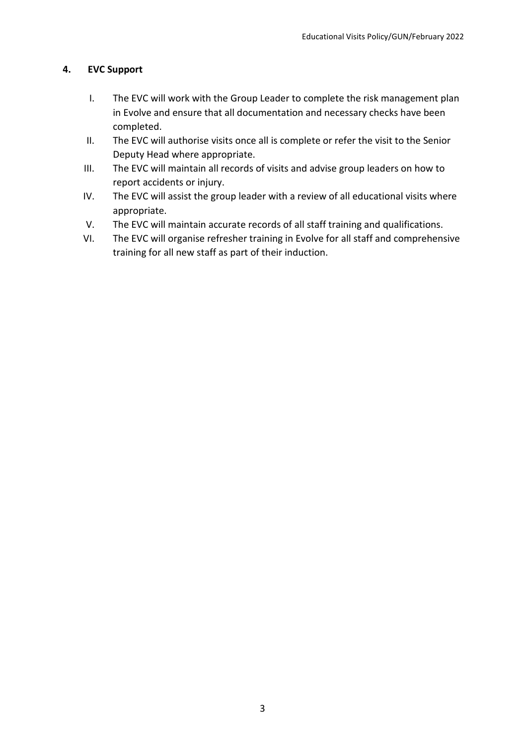## 4. EVC Support

I. The EVC will work with the Group Leader to complete the risk management plan in Evolve and ensure that all documentation and necessary checks have been completed.

II. The EVC will authorise visits once all is complete or refer the visit to the Senior Deputy Head where appropriate.

III. The EVC will maintain all records of visits and advise group leaders on how to report accidents or injury.

IV. The EVC will assist the group leader with a review of all educational visits where appropriate.

V. The EVC will maintain accurate records of all staff training and qualifications.

VI. The EVC will organise refresher training in Evolve for all staff and comprehensive training for all new staff as part of their induction.